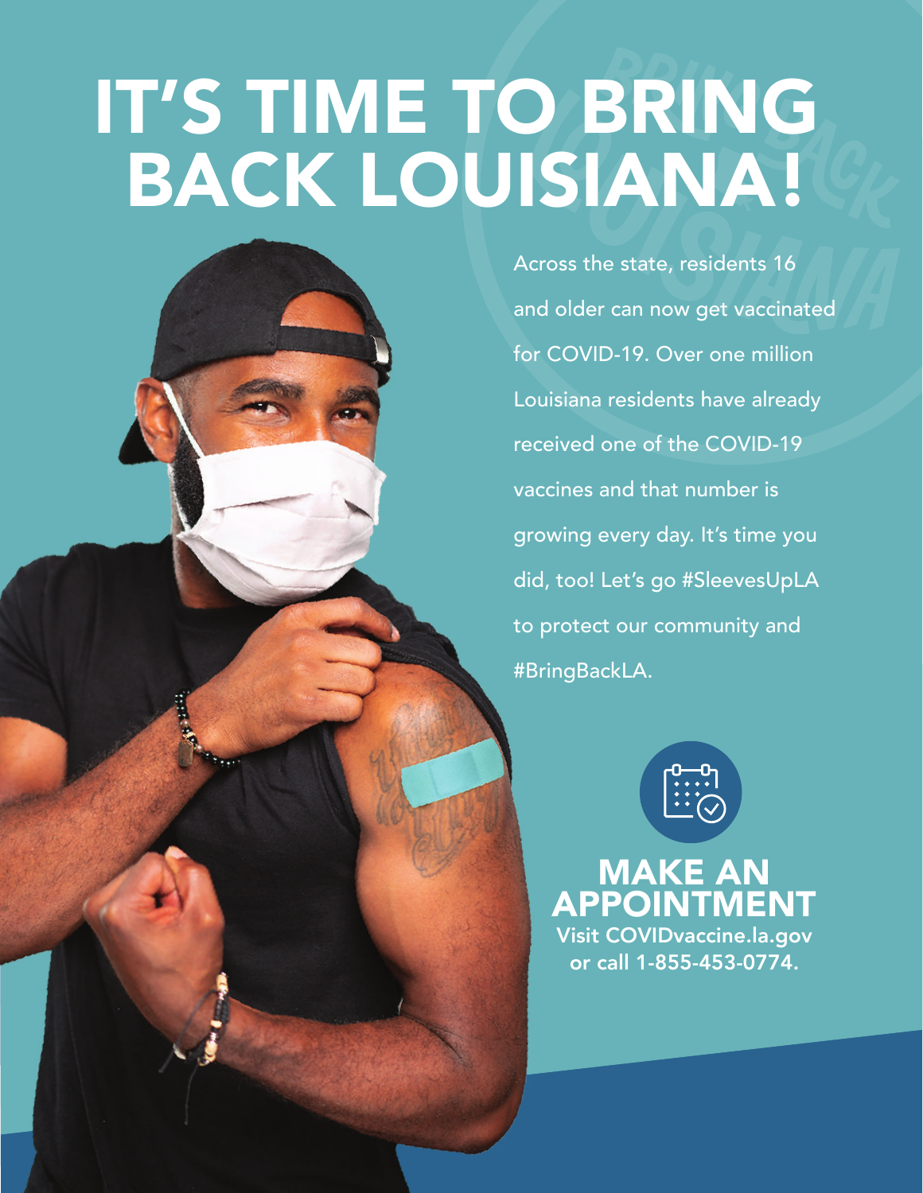# IT'S TIME TO BRING BACK LOUISIANA!

Across the state, residents 16 and older can now get vaccinated for COVID-19. Over one million Louisiana residents have already received one of the COVID-19 vaccines and that number is growing every day. It's time you did, too! Let's go #SleevesUpLA to protect our community and #BringBackLA.

## MAKE AN APPOINTMENT

**Visit COVIDvaccine.la.gov or call 1-855-453-0774.**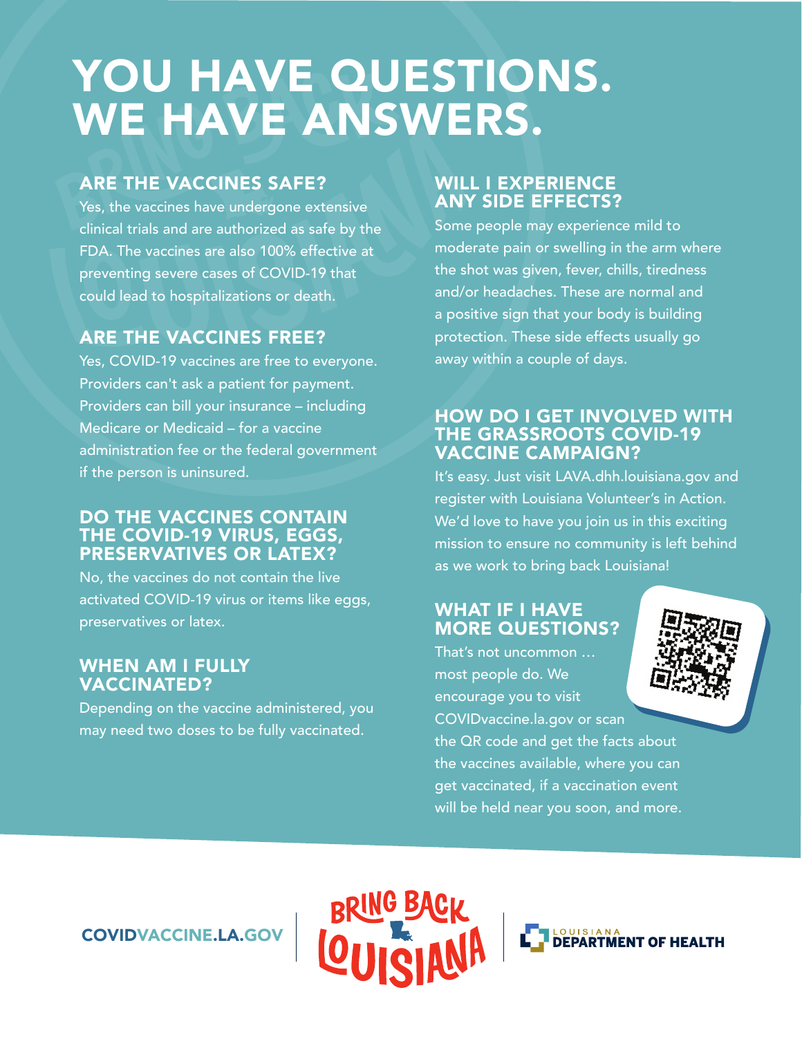# YOU HAVE QUESTIONS. WE HAVE ANSWERS.

## ARE THE VACCINES SAFE?

Yes, the vaccines have undergone extensive clinical trials and are authorized as safe by the FDA. The vaccines are also 100% effective at preventing severe cases of COVID-19 that could lead to hospitalizations or death.

## ARE THE VACCINES FREE?

Yes, COVID-19 vaccines are free to everyone. Providers can't ask a patient for payment. Providers can bill your insurance – including Medicare or Medicaid – for a vaccine administration fee or the federal government if the person is uninsured.

## DO THE VACCINES CONTAIN THE COVID-19 VIRUS, EGGS, PRESERVATIVES OR LATEX?

No, the vaccines do not contain the live activated COVID-19 virus or items like eggs, preservatives or latex.

## WHEN AM I FULLY VACCINATED?

Depending on the vaccine administered, you may need two doses to be fully vaccinated.

## WILL I EXPERIENCE ANY SIDE EFFECTS?

Some people may experience mild to moderate pain or swelling in the arm where the shot was given, fever, chills, tiredness and/or headaches. These are normal and a positive sign that your body is building protection. These side effects usually go away within a couple of days.

## HOW DO I GET INVOLVED WITH THE GRASSROOTS COVID-19 VACCINE CAMPAIGN?

It's easy. Just visit LAVA.dhh.louisiana.gov and register with Louisiana Volunteer's in Action. We'd love to have you join us in this exciting mission to ensure no community is left behind as we work to bring back Louisiana!

## WHAT IF I HAVE MORE QUESTIONS?

That's not uncommon … most people do. We encourage you to visit COVIDvaccine.la.gov or scan the QR code and get the facts about the vaccines available, where you can get vaccinated, if a vaccination event will be held near you soon, and more.

COVIDVACCINE.LA.GOV

BRING BACK LOUISIANA

LOUISIANA DEPARTMENT OF HEALTH